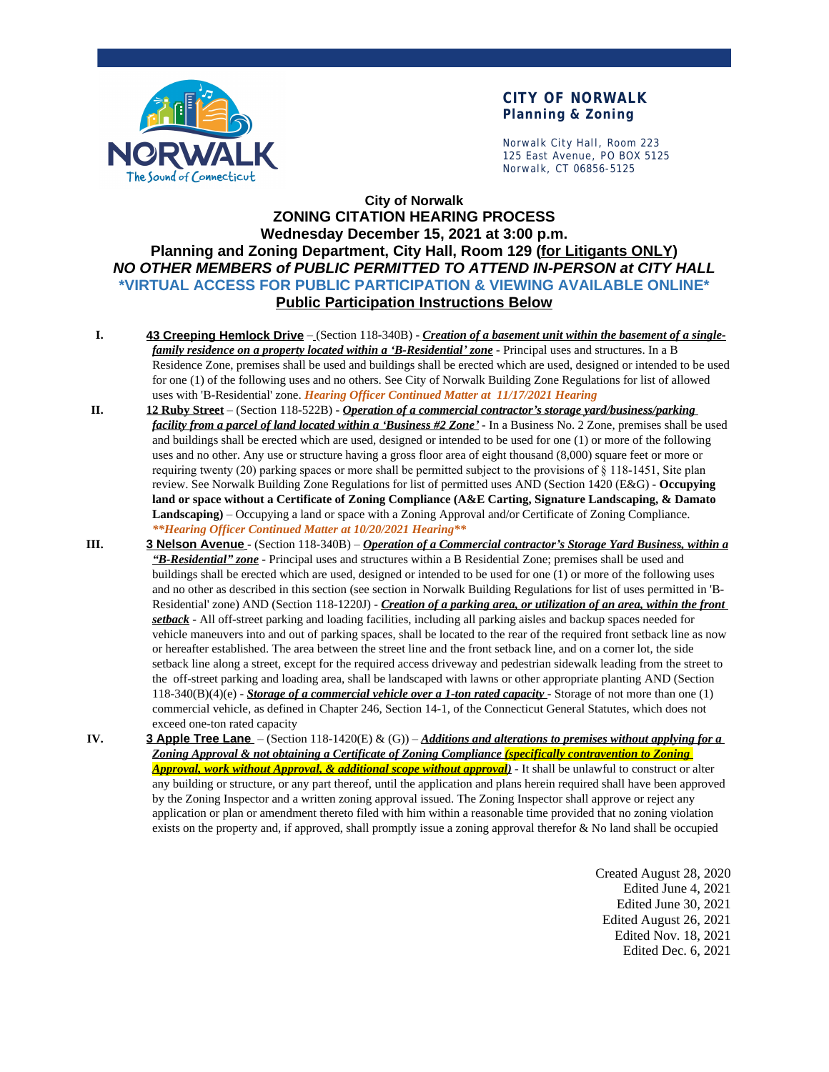**CITY OF NORWALK**
**Planning & Zoning**

Norwalk City Hall, Room 223
125 East Avenue, PO BOX 5125
Norwalk, CT 06856-5125

# City of Norwalk
# ZONING CITATION HEARING PROCESS
## Wednesday December 15, 2021 at 3:00 p.m.
## Planning and Zoning Department, City Hall, Room 129 (<u>for Litigants ONLY</u>)
## *NO OTHER MEMBERS of PUBLIC PERMITTED TO ATTEND IN-PERSON at CITY HALL*
## *VIRTUAL ACCESS FOR PUBLIC PARTICIPATION & VIEWING AVAILABLE ONLINE*
## <u>Public Participation Instructions Below</u>

**I.** **<u>43 Creeping Hemlock Drive</u>** – (Section 118-340B) - ***<u>Creation of a basement unit within the basement of a single-family residence on a property located within a 'B-Residential' zone</u>*** - Principal uses and structures. In a B Residence Zone, premises shall be used and buildings shall be erected which are used, designed or intended to be used for one (1) of the following uses and no others. See City of Norwalk Building Zone Regulations for list of allowed uses with 'B-Residential' zone. ***Hearing Officer Continued Matter at 11/17/2021 Hearing***

**II.** **<u>12 Ruby Street</u>** – (Section 118-522B) - ***<u>Operation of a commercial contractor's storage yard/business/parking facility from a parcel of land located within a 'Business #2 Zone'</u>*** - In a Business No. 2 Zone, premises shall be used and buildings shall be erected which are used, designed or intended to be used for one (1) or more of the following uses and no other. Any use or structure having a gross floor area of eight thousand (8,000) square feet or more or requiring twenty (20) parking spaces or more shall be permitted subject to the provisions of § 118-1451, Site plan review. See Norwalk Building Zone Regulations for list of permitted uses AND (Section 1420 (E&G) - **Occupying land or space without a Certificate of Zoning Compliance (A&E Carting, Signature Landscaping, & Damato Landscaping)** – Occupying a land or space with a Zoning Approval and/or Certificate of Zoning Compliance. ***\*\*Hearing Officer Continued Matter at 10/20/2021 Hearing\*\****

**III.** **<u>3 Nelson Avenue</u>** - (Section 118-340B) – ***<u>Operation of a Commercial contractor's Storage Yard Business, within a "B-Residential" zone</u>*** - Principal uses and structures within a B Residential Zone; premises shall be used and buildings shall be erected which are used, designed or intended to be used for one (1) or more of the following uses and no other as described in this section (see section in Norwalk Building Regulations for list of uses permitted in 'B-Residential' zone) AND (Section 118-1220J) - ***<u>Creation of a parking area, or utilization of an area, within the front setback</u>*** - All off-street parking and loading facilities, including all parking aisles and backup spaces needed for vehicle maneuvers into and out of parking spaces, shall be located to the rear of the required front setback line as now or hereafter established. The area between the street line and the front setback line, and on a corner lot, the side setback line along a street, except for the required access driveway and pedestrian sidewalk leading from the street to the off-street parking and loading area, shall be landscaped with lawns or other appropriate planting AND (Section 118-340(B)(4)(e) - ***<u>Storage of a commercial vehicle over a 1-ton rated capacity</u>*** - Storage of not more than one (1) commercial vehicle, as defined in Chapter 246, Section 14-1, of the Connecticut General Statutes, which does not exceed one-ton rated capacity

**IV.** **<u>3 Apple Tree Lane</u>** – (Section 118-1420(E) & (G)) – ***<u>Additions and alterations to premises without applying for a Zoning Approval & not obtaining a Certificate of Zoning Compliance (specifically contravention to Zoning Approval, work without Approval, & additional scope without approval)</u>*** - It shall be unlawful to construct or alter any building or structure, or any part thereof, until the application and plans herein required shall have been approved by the Zoning Inspector and a written zoning approval issued. The Zoning Inspector shall approve or reject any application or plan or amendment thereto filed with him within a reasonable time provided that no zoning violation exists on the property and, if approved, shall promptly issue a zoning approval therefor & No land shall be occupied

Created August 28, 2020
Edited June 4, 2021
Edited June 30, 2021
Edited August 26, 2021
Edited Nov. 18, 2021
Edited Dec. 6, 2021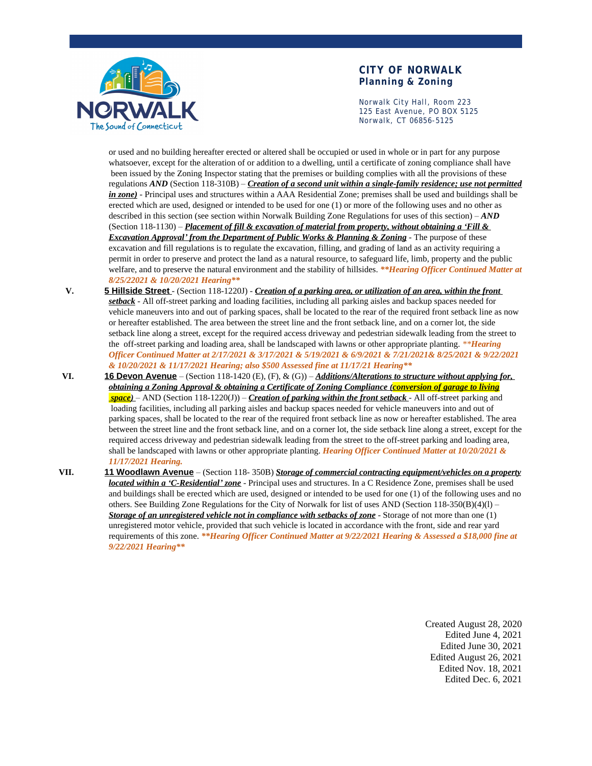or used and no building hereafter erected or altered shall be occupied or used in whole or in part for any purpose whatsoever, except for the alteration of or addition to a dwelling, until a certificate of zoning compliance shall have been issued by the Zoning Inspector stating that the premises or building complies with all the provisions of these regulations ***AND*** (Section 118-310B) – ***Creation of a second unit within a single-family residence; use not permitted in zone)*** - Principal uses and structures within a AAA Residential Zone; premises shall be used and buildings shall be erected which are used, designed or intended to be used for one (1) or more of the following uses and no other as described in this section (see section within Norwalk Building Zone Regulations for uses of this section) – ***AND*** (Section 118-1130) – ***Placement of fill & excavation of material from property, without obtaining a 'Fill & Excavation Approval' from the Department of Public Works & Planning & Zoning*** - The purpose of these excavation and fill regulations is to regulate the excavation, filling, and grading of land as an activity requiring a permit in order to preserve and protect the land as a natural resource, to safeguard life, limb, property and the public welfare, and to preserve the natural environment and the stability of hillsides. ***\*\*Hearing Officer Continued Matter at 8/25/22021 & 10/20/2021 Hearing\*\****

V. **5 Hillside Street** - (Section 118-1220J) - ***Creation of a parking area, or utilization of an area, within the front setback*** - All off-street parking and loading facilities, including all parking aisles and backup spaces needed for vehicle maneuvers into and out of parking spaces, shall be located to the rear of the required front setback line as now or hereafter established. The area between the street line and the front setback line, and on a corner lot, the side setback line along a street, except for the required access driveway and pedestrian sidewalk leading from the street to the off-street parking and loading area, shall be landscaped with lawns or other appropriate planting. ***\*\*Hearing Officer Continued Matter at 2/17/2021 & 3/17/2021 & 5/19/2021 & 6/9/2021 & 7/21/2021& 8/25/2021 & 9/22/2021 & 10/20/2021 & 11/17/2021 Hearing; also $500 Assessed fine at 11/17/21 Hearing\*\****

VI. **16 Devon Avenue** – (Section 118-1420 (E), (F), & (G)) – ***Additions/Alterations to structure without applying for, obtaining a Zoning Approval & obtaining a Certificate of Zoning Compliance (conversion of garage to living space)*** – AND (Section 118-1220(J)) – ***Creation of parking within the front setback*** - All off-street parking and loading facilities, including all parking aisles and backup spaces needed for vehicle maneuvers into and out of parking spaces, shall be located to the rear of the required front setback line as now or hereafter established. The area between the street line and the front setback line, and on a corner lot, the side setback line along a street, except for the required access driveway and pedestrian sidewalk leading from the street to the off-street parking and loading area, shall be landscaped with lawns or other appropriate planting. ***Hearing Officer Continued Matter at 10/20/2021 & 11/17/2021 Hearing.***

VII. **11 Woodlawn Avenue** – (Section 118- 350B) ***Storage of commercial contracting equipment/vehicles on a property located within a 'C-Residential' zone*** - Principal uses and structures. In a C Residence Zone, premises shall be used and buildings shall be erected which are used, designed or intended to be used for one (1) of the following uses and no others. See Building Zone Regulations for the City of Norwalk for list of uses AND (Section 118-350(B)(4)(l) – ***Storage of an unregistered vehicle not in compliance with setbacks of zone*** - Storage of not more than one (1) unregistered motor vehicle, provided that such vehicle is located in accordance with the front, side and rear yard requirements of this zone. ***\*\*Hearing Officer Continued Matter at 9/22/2021 Hearing & Assessed a $18,000 fine at 9/22/2021 Hearing\*\****

Created August 28, 2020
Edited June 4, 2021
Edited June 30, 2021
Edited August 26, 2021
Edited Nov. 18, 2021
Edited Dec. 6, 2021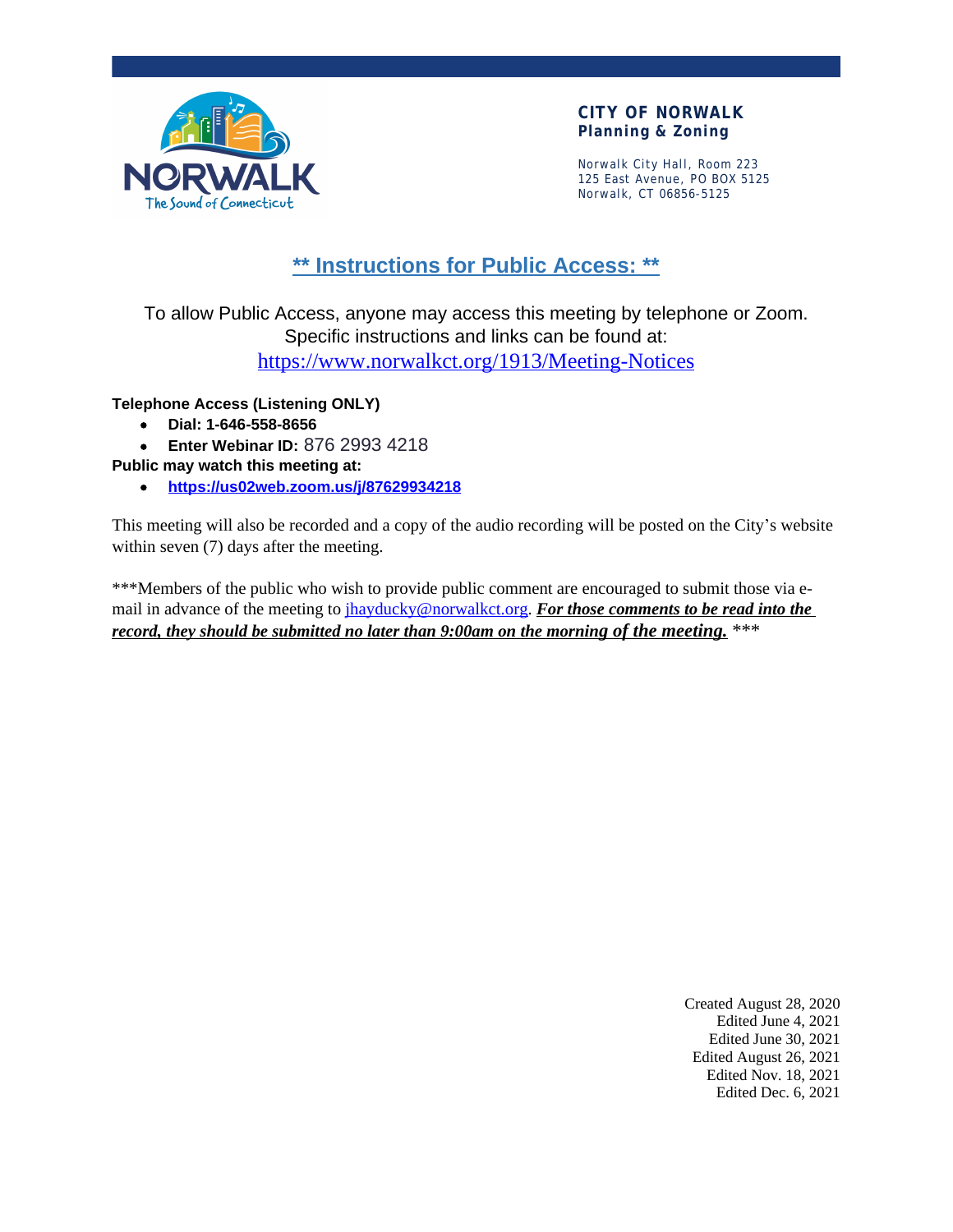**CITY OF NORWALK**
**Planning & Zoning**

Norwalk City Hall, Room 223
125 East Avenue, PO BOX 5125
Norwalk, CT 06856-5125

## ** Instructions for Public Access: **

To allow Public Access, anyone may access this meeting by telephone or Zoom. Specific instructions and links can be found at:
https://www.norwalkct.org/1913/Meeting-Notices

**Telephone Access (Listening ONLY)**

- **Dial: 1-646-558-8656**
- **Enter Webinar ID:** 876 2993 4218

**Public may watch this meeting at:**

- **https://us02web.zoom.us/j/87629934218**

This meeting will also be recorded and a copy of the audio recording will be posted on the City's website within seven (7) days after the meeting.

***Members of the public who wish to provide public comment are encouraged to submit those via e-mail in advance of the meeting to jhayducky@norwalkct.org. ***For those comments to be read into the record, they should be submitted no later than 9:00am on the morning of the meeting.*** ***

Created August 28, 2020
Edited June 4, 2021
Edited June 30, 2021
Edited August 26, 2021
Edited Nov. 18, 2021
Edited Dec. 6, 2021